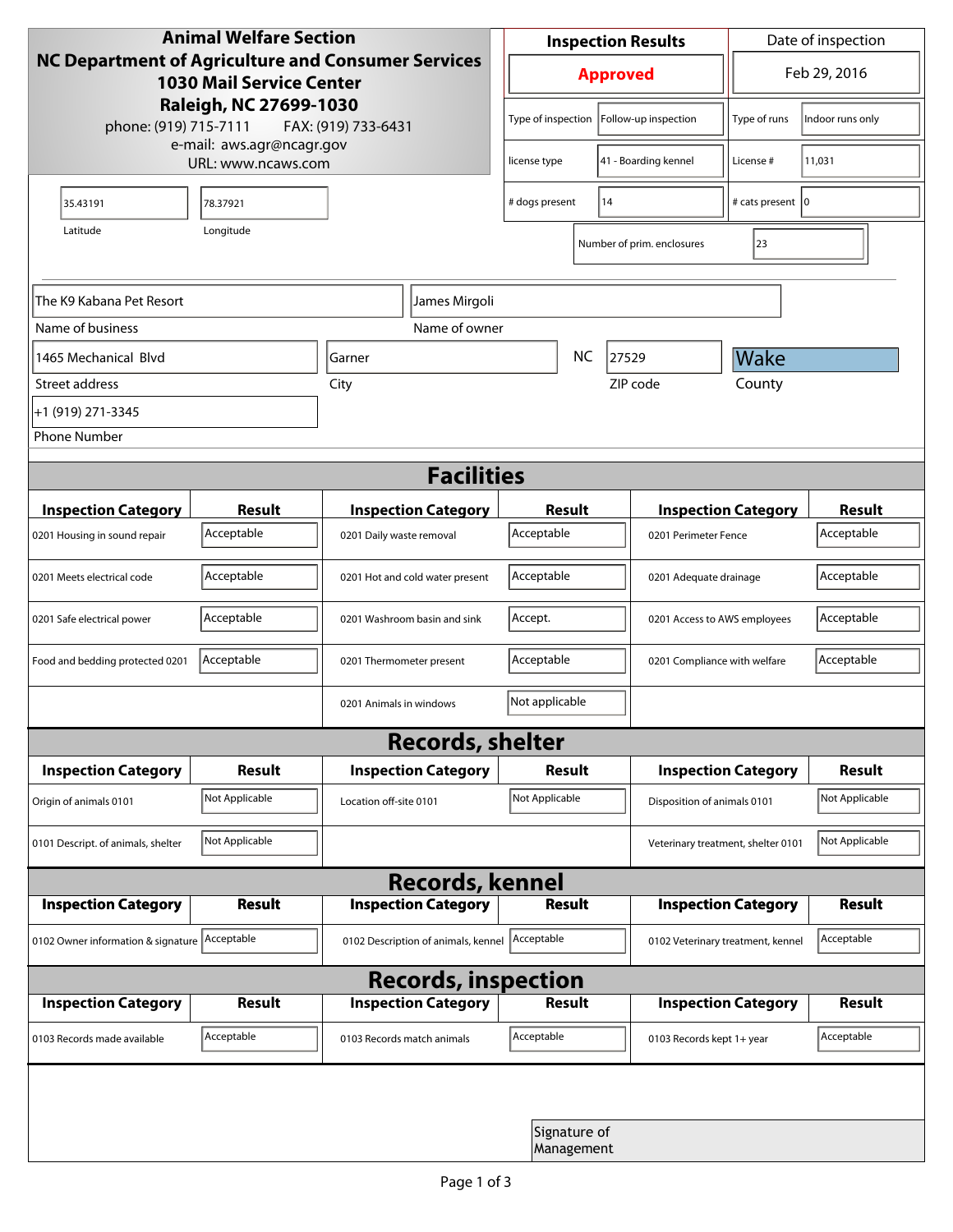**Animal Welfare Section**
**NC Department of Agriculture and Consumer Services**
**1030 Mail Service Center**
**Raleigh, NC 27699-1030**
phone: (919) 715-7111 FAX: (919) 733-6431
e-mail: aws.agr@ncagr.gov
URL: www.ncaws.com

| Inspection Results | Date of inspection |
|---|---|
| **Approved** | Feb 29, 2016 |

| | | | |
|---|---|---|---|
| Type of inspection | Follow-up inspection | Type of runs | Indoor runs only |
| license type | 41 - Boarding kennel | License # | 11,031 |
| # dogs present | 14 | # cats present | 0 |
| Number of prim. enclosures | 23 | | |

| Latitude | Longitude |
|---|---|
| 35.43191 | 78.37921 |

| | |
|---|---|
| Name of business | The K9 Kabana Pet Resort |
| Name of owner | James Mirgoli |
| Street address | 1465 Mechanical Blvd |
| City | Garner |
| State | NC |
| ZIP code | 27529 |
| County | Wake |
| Phone Number | +1 (919) 271-3345 |

## Facilities

| Inspection Category | Result | Inspection Category | Result | Inspection Category | Result |
|---|---|---|---|---|---|
| 0201 Housing in sound repair | Acceptable | 0201 Daily waste removal | Acceptable | 0201 Perimeter Fence | Acceptable |
| 0201 Meets electrical code | Acceptable | 0201 Hot and cold water present | Acceptable | 0201 Adequate drainage | Acceptable |
| 0201 Safe electrical power | Acceptable | 0201 Washroom basin and sink | Accept. | 0201 Access to AWS employees | Acceptable |
| Food and bedding protected 0201 | Acceptable | 0201 Thermometer present | Acceptable | 0201 Compliance with welfare | Acceptable |
| | | 0201 Animals in windows | Not applicable | | |

## Records, shelter

| Inspection Category | Result | Inspection Category | Result | Inspection Category | Result |
|---|---|---|---|---|---|
| Origin of animals 0101 | Not Applicable | Location off-site 0101 | Not Applicable | Disposition of animals 0101 | Not Applicable |
| 0101 Descript. of animals, shelter | Not Applicable | | | Veterinary treatment, shelter 0101 | Not Applicable |

## Records, kennel

| Inspection Category | Result | Inspection Category | Result | Inspection Category | Result |
|---|---|---|---|---|---|
| 0102 Owner information & signature | Acceptable | 0102 Description of animals, kennel | Acceptable | 0102 Veterinary treatment, kennel | Acceptable |

## Records, inspection

| Inspection Category | Result | Inspection Category | Result | Inspection Category | Result |
|---|---|---|---|---|---|
| 0103 Records made available | Acceptable | 0103 Records match animals | Acceptable | 0103 Records kept 1+ year | Acceptable |

Signature of Management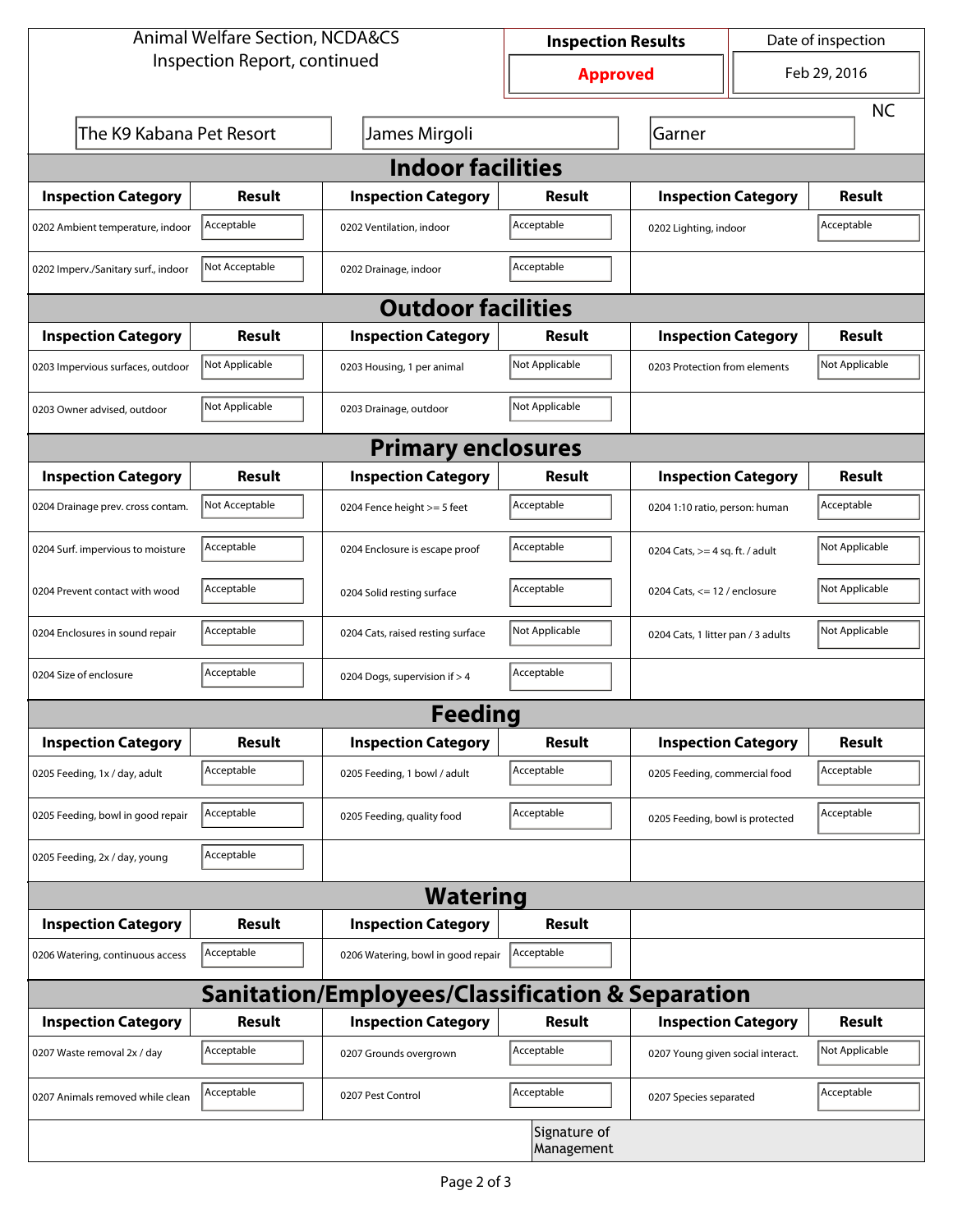Animal Welfare Section, NCDA&CS
Inspection Report, continued

| Inspection Results | Date of inspection |
|---|---|
| **Approved** | Feb 29, 2016 |

| | | | |
|---|---|---|---|
| The K9 Kabana Pet Resort | James Mirgoli | Garner | NC |

## Indoor facilities

| Inspection Category | Result | Inspection Category | Result | Inspection Category | Result |
|---|---|---|---|---|---|
| 0202 Ambient temperature, indoor | Acceptable | 0202 Ventilation, indoor | Acceptable | 0202 Lighting, indoor | Acceptable |
| 0202 Imperv./Sanitary surf., indoor | Not Acceptable | 0202 Drainage, indoor | Acceptable | | |

## Outdoor facilities

| Inspection Category | Result | Inspection Category | Result | Inspection Category | Result |
|---|---|---|---|---|---|
| 0203 Impervious surfaces, outdoor | Not Applicable | 0203 Housing, 1 per animal | Not Applicable | 0203 Protection from elements | Not Applicable |
| 0203 Owner advised, outdoor | Not Applicable | 0203 Drainage, outdoor | Not Applicable | | |

## Primary enclosures

| Inspection Category | Result | Inspection Category | Result | Inspection Category | Result |
|---|---|---|---|---|---|
| 0204 Drainage prev. cross contam. | Not Acceptable | 0204 Fence height >= 5 feet | Acceptable | 0204 1:10 ratio, person: human | Acceptable |
| 0204 Surf. impervious to moisture | Acceptable | 0204 Enclosure is escape proof | Acceptable | 0204 Cats, >= 4 sq. ft. / adult | Not Applicable |
| 0204 Prevent contact with wood | Acceptable | 0204 Solid resting surface | Acceptable | 0204 Cats, <= 12 / enclosure | Not Applicable |
| 0204 Enclosures in sound repair | Acceptable | 0204 Cats, raised resting surface | Not Applicable | 0204 Cats, 1 litter pan / 3 adults | Not Applicable |
| 0204 Size of enclosure | Acceptable | 0204 Dogs, supervision if > 4 | Acceptable | | |

## Feeding

| Inspection Category | Result | Inspection Category | Result | Inspection Category | Result |
|---|---|---|---|---|---|
| 0205 Feeding, 1x / day, adult | Acceptable | 0205 Feeding, 1 bowl / adult | Acceptable | 0205 Feeding, commercial food | Acceptable |
| 0205 Feeding, bowl in good repair | Acceptable | 0205 Feeding, quality food | Acceptable | 0205 Feeding, bowl is protected | Acceptable |
| 0205 Feeding, 2x / day, young | Acceptable | | | | |

## Watering

| Inspection Category | Result | Inspection Category | Result |
|---|---|---|---|
| 0206 Watering, continuous access | Acceptable | 0206 Watering, bowl in good repair | Acceptable |

## Sanitation/Employees/Classification & Separation

| Inspection Category | Result | Inspection Category | Result | Inspection Category | Result |
|---|---|---|---|---|---|
| 0207 Waste removal 2x / day | Acceptable | 0207 Grounds overgrown | Acceptable | 0207 Young given social interact. | Not Applicable |
| 0207 Animals removed while clean | Acceptable | 0207 Pest Control | Acceptable | 0207 Species separated | Acceptable |

Signature of Management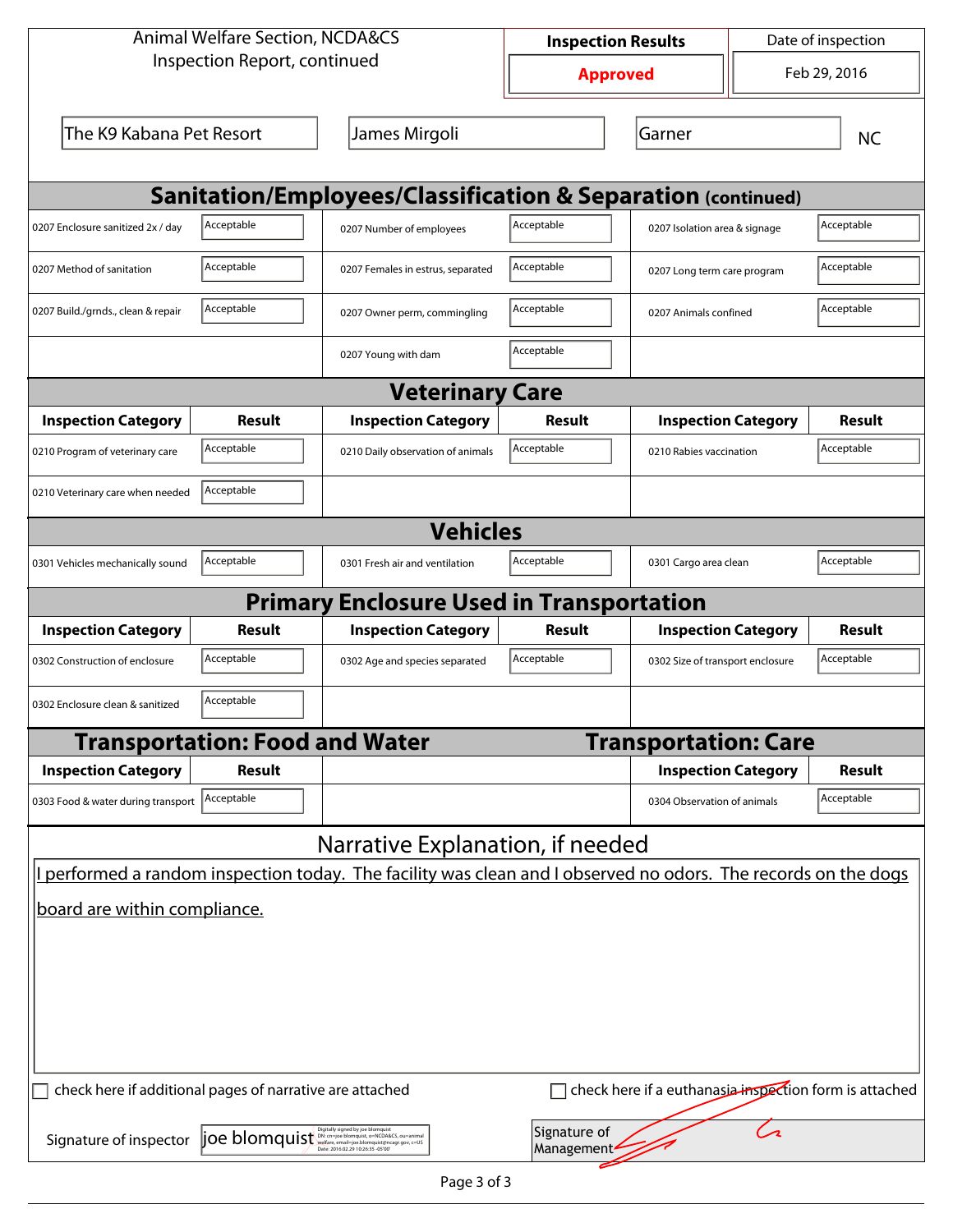Animal Welfare Section, NCDA&CS
Inspection Report, continued

| Inspection Results | Date of inspection |
|---|---|
| **Approved** | Feb 29, 2016 |

The K9 Kabana Pet Resort | James Mirgoli | Garner | NC

## Sanitation/Employees/Classification & Separation (continued)

| | | | | | |
|---|---|---|---|---|---|
| 0207 Enclosure sanitized 2x / day | Acceptable | 0207 Number of employees | Acceptable | 0207 Isolation area & signage | Acceptable |
| 0207 Method of sanitation | Acceptable | 0207 Females in estrus, separated | Acceptable | 0207 Long term care program | Acceptable |
| 0207 Build./grnds., clean & repair | Acceptable | 0207 Owner perm, commingling | Acceptable | 0207 Animals confined | Acceptable |
| | | 0207 Young with dam | Acceptable | | |

## Veterinary Care

| Inspection Category | Result | Inspection Category | Result | Inspection Category | Result |
|---|---|---|---|---|---|
| 0210 Program of veterinary care | Acceptable | 0210 Daily observation of animals | Acceptable | 0210 Rabies vaccination | Acceptable |
| 0210 Veterinary care when needed | Acceptable | | | | |

## Vehicles

| | | | | | |
|---|---|---|---|---|---|
| 0301 Vehicles mechanically sound | Acceptable | 0301 Fresh air and ventilation | Acceptable | 0301 Cargo area clean | Acceptable |

## Primary Enclosure Used in Transportation

| Inspection Category | Result | Inspection Category | Result | Inspection Category | Result |
|---|---|---|---|---|---|
| 0302 Construction of enclosure | Acceptable | 0302 Age and species separated | Acceptable | 0302 Size of transport enclosure | Acceptable |
| 0302 Enclosure clean & sanitized | Acceptable | | | | |

## Transportation: Food and Water

| Inspection Category | Result |
|---|---|
| 0303 Food & water during transport | Acceptable |

## Transportation: Care

| Inspection Category | Result |
|---|---|
| 0304 Observation of animals | Acceptable |

## Narrative Explanation, if needed

I performed a random inspection today. The facility was clean and I observed no odors. The records on the dogs board are within compliance.

☐ check here if additional pages of narrative are attached

☐ check here if a euthanasia inspection form is attached

Signature of inspector: joe blomquist (Digitally signed by joe blomquist DN: cn=joe blomquist, o=NCDA&CS, ou=animal welfare, email=joe.blomquist@ncagr.gov, c=US Date: 2016.02.29 10:26:35 -05'00')

Signature of Management: